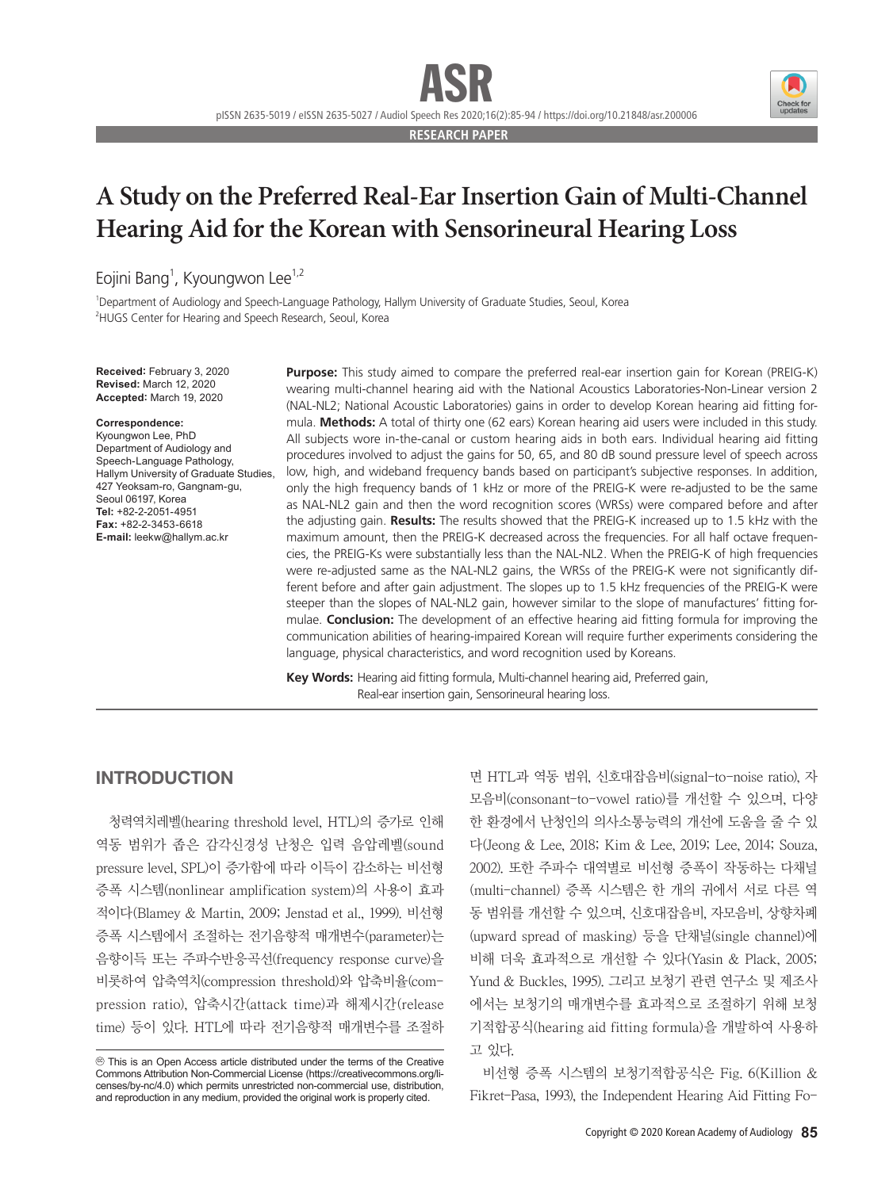RESEARCH PAPER

# A Study on the Preferred Real-Ear Insertion Gain of Multi-Channel Hearing Aid for the Korean with Sensorineural Hearing Loss

Eojini Bang[1], Kyoungwon Lee[1,2]

[1]Department of Audiology and Speech-Language Pathology, Hallym University of Graduate Studies, Seoul, Korea
[2]HUGS Center for Hearing and Speech Research, Seoul, Korea

**Received:** February 3, 2020
**Revised:** March 12, 2020
**Accepted:** March 19, 2020

**Correspondence:**
Kyoungwon Lee, PhD
Department of Audiology and Speech-Language Pathology, Hallym University of Graduate Studies, 427 Yeoksam-ro, Gangnam-gu, Seoul 06197, Korea
**Tel:** +82-2-2051-4951
**Fax:** +82-2-3453-6618
**E-mail:** leekw@hallym.ac.kr

**Purpose:** This study aimed to compare the preferred real-ear insertion gain for Korean (PREIG-K) wearing multi-channel hearing aid with the National Acoustics Laboratories-Non-Linear version 2 (NAL-NL2; National Acoustic Laboratories) gains in order to develop Korean hearing aid fitting formula. **Methods:** A total of thirty one (62 ears) Korean hearing aid users were included in this study. All subjects wore in-the-canal or custom hearing aids in both ears. Individual hearing aid fitting procedures involved to adjust the gains for 50, 65, and 80 dB sound pressure level of speech across low, high, and wideband frequency bands based on participant's subjective responses. In addition, only the high frequency bands of 1 kHz or more of the PREIG-K were re-adjusted to be the same as NAL-NL2 gain and then the word recognition scores (WRSs) were compared before and after the adjusting gain. **Results:** The results showed that the PREIG-K increased up to 1.5 kHz with the maximum amount, then the PREIG-K decreased across the frequencies. For all half octave frequencies, the PREIG-Ks were substantially less than the NAL-NL2. When the PREIG-K of high frequencies were re-adjusted same as the NAL-NL2 gains, the WRSs of the PREIG-K were not significantly different before and after gain adjustment. The slopes up to 1.5 kHz frequencies of the PREIG-K were steeper than the slopes of NAL-NL2 gain, however similar to the slope of manufactures' fitting formulae. **Conclusion:** The development of an effective hearing aid fitting formula for improving the communication abilities of hearing-impaired Korean will require further experiments considering the language, physical characteristics, and word recognition used by Koreans.

**Key Words:** Hearing aid fitting formula, Multi-channel hearing aid, Preferred gain, Real-ear insertion gain, Sensorineural hearing loss.

## INTRODUCTION

청력역치레벨(hearing threshold level, HTL)의 증가로 인해 역동 범위가 좁은 감각신경성 난청은 입력 음압레벨(sound pressure level, SPL)이 증가함에 따라 이득이 감소하는 비선형 증폭 시스템(nonlinear amplification system)의 사용이 효과적이다(Blamey & Martin, 2009; Jenstad et al., 1999). 비선형 증폭 시스템에서 조절하는 전기음향적 매개변수(parameter)는 음향이득 또는 주파수반응곡선(frequency response curve)을 비롯하여 압축역치(compression threshold)와 압축비율(compression ratio), 압축시간(attack time)과 해제시간(release time) 등이 있다. HTL에 따라 전기음향적 매개변수를 조절하면 HTL과 역동 범위, 신호대잡음비(signal-to-noise ratio), 자모음비(consonant-to-vowel ratio)를 개선할 수 있으며, 다양한 환경에서 난청인의 의사소통능력의 개선에 도움을 줄 수 있다(Jeong & Lee, 2018; Kim & Lee, 2019; Lee, 2014; Souza, 2002). 또한 주파수 대역별로 비선형 증폭이 작동하는 다채널(multi-channel) 증폭 시스템은 한 개의 귀에서 서로 다른 역동 범위를 개선할 수 있으며, 신호대잡음비, 자모음비, 상향차폐(upward spread of masking) 등을 단채널(single channel)에 비해 더욱 효과적으로 개선할 수 있다(Yasin & Plack, 2005; Yund & Buckles, 1995). 그리고 보청기 관련 연구소 및 제조사에서는 보청기의 매개변수를 효과적으로 조절하기 위해 보청기적합공식(hearing aid fitting formula)을 개발하여 사용하고 있다.

비선형 증폭 시스템의 보청기적합공식은 Fig. 6(Killion & Fikret-Pasa, 1993), the Independent Hearing Aid Fitting Fo-

ⓒ This is an Open Access article distributed under the terms of the Creative Commons Attribution Non-Commercial License (https://creativecommons.org/licenses/by-nc/4.0) which permits unrestricted non-commercial use, distribution, and reproduction in any medium, provided the original work is properly cited.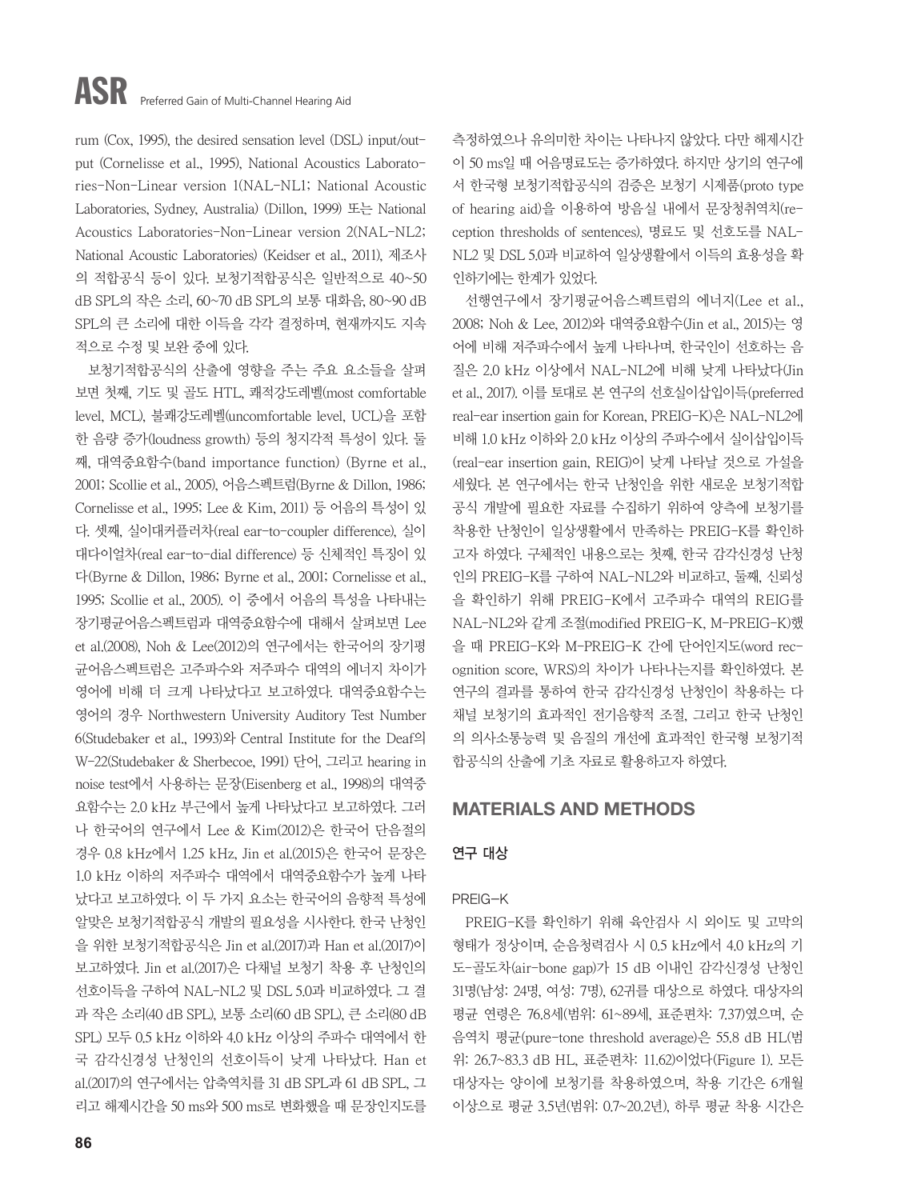rum (Cox, 1995), the desired sensation level (DSL) input/output (Cornelisse et al., 1995), National Acoustics Laboratories-Non-Linear version 1(NAL-NL1; National Acoustic Laboratories, Sydney, Australia) (Dillon, 1999) 또는 National Acoustics Laboratories-Non-Linear version 2(NAL-NL2; National Acoustic Laboratories) (Keidser et al., 2011), 제조사의 적합공식 등이 있다. 보청기적합공식은 일반적으로 40~50 dB SPL의 작은 소리, 60~70 dB SPL의 보통 대화음, 80~90 dB SPL의 큰 소리에 대한 이득을 각각 결정하며, 현재까지도 지속적으로 수정 및 보완 중에 있다.

보청기적합공식의 산출에 영향을 주는 주요 요소들을 살펴보면 첫째, 기도 및 골도 HTL, 쾌적강도레벨(most comfortable level, MCL), 불쾌강도레벨(uncomfortable level, UCL)을 포함한 음량 증가(loudness growth) 등의 청지각적 특성이 있다. 둘째, 대역중요함수(band importance function) (Byrne et al., 2001; Scollie et al., 2005), 어음스펙트럼(Byrne & Dillon, 1986; Cornelisse et al., 1995; Lee & Kim, 2011) 등 어음의 특성이 있다. 셋째, 실이대커플러차(real ear-to-coupler difference), 실이대다이얼차(real ear-to-dial difference) 등 신체적인 특징이 있다(Byrne & Dillon, 1986; Byrne et al., 2001; Cornelisse et al., 1995; Scollie et al., 2005). 이 중에서 어음의 특성을 나타내는 장기평균어음스펙트럼과 대역중요함수에 대해서 살펴보면 Lee et al.(2008), Noh & Lee(2012)의 연구에서는 한국어의 장기평균어음스펙트럼은 고주파수와 저주파수 대역의 에너지 차이가 영어에 비해 더 크게 나타났다고 보고하였다. 대역중요함수는 영어의 경우 Northwestern University Auditory Test Number 6(Studebaker et al., 1993)와 Central Institute for the Deaf의 W-22(Studebaker & Sherbecoe, 1991) 단어, 그리고 hearing in noise test에서 사용하는 문장(Eisenberg et al., 1998)의 대역중요함수는 2.0 kHz 부근에서 높게 나타났다고 보고하였다. 그러나 한국어의 연구에서 Lee & Kim(2012)은 한국어 단음절의 경우 0.8 kHz에서 1.25 kHz, Jin et al.(2015)은 한국어 문장은 1.0 kHz 이하의 저주파수 대역에서 대역중요함수가 높게 나타났다고 보고하였다. 이 두 가지 요소는 한국어의 음향적 특성에 알맞은 보청기적합공식 개발의 필요성을 시사한다. 한국 난청인을 위한 보청기적합공식은 Jin et al.(2017)과 Han et al.(2017)이 보고하였다. Jin et al.(2017)은 다채널 보청기 착용 후 난청인의 선호이득을 구하여 NAL-NL2 및 DSL 5.0과 비교하였다. 그 결과 작은 소리(40 dB SPL), 보통 소리(60 dB SPL), 큰 소리(80 dB SPL) 모두 0.5 kHz 이하와 4.0 kHz 이상의 주파수 대역에서 한국 감각신경성 난청인의 선호이득이 낮게 나타났다. Han et al.(2017)의 연구에서는 압축역치를 31 dB SPL과 61 dB SPL, 그리고 해제시간을 50 ms와 500 ms로 변화했을 때 문장인지도를 측정하였으나 유의미한 차이는 나타나지 않았다. 다만 해제시간이 50 ms일 때 어음명료도는 증가하였다. 하지만 상기의 연구에서 한국형 보청기적합공식의 검증은 보청기 시제품(proto type of hearing aid)을 이용하여 방음실 내에서 문장청취역치(reception thresholds of sentences), 명료도 및 선호도를 NAL-NL2 및 DSL 5.0과 비교하여 일상생활에서 이득의 효용성을 확인하기에는 한계가 있었다.

선행연구에서 장기평균어음스펙트럼의 에너지(Lee et al., 2008; Noh & Lee, 2012)와 대역중요함수(Jin et al., 2015)는 영어에 비해 저주파수에서 높게 나타나며, 한국인이 선호하는 음질은 2.0 kHz 이상에서 NAL-NL2에 비해 낮게 나타났다(Jin et al., 2017). 이를 토대로 본 연구의 선호실이삽입이득(preferred real-ear insertion gain for Korean, PREIG-K)은 NAL-NL2에 비해 1.0 kHz 이하와 2.0 kHz 이상의 주파수에서 실이삽입이득(real-ear insertion gain, REIG)이 낮게 나타날 것으로 가설을 세웠다. 본 연구에서는 한국 난청인을 위한 새로운 보청기적합공식 개발에 필요한 자료를 수집하기 위하여 양측에 보청기를 착용한 난청인이 일상생활에서 만족하는 PREIG-K를 확인하고자 하였다. 구체적인 내용으로는 첫째, 한국 감각신경성 난청인의 PREIG-K를 구하여 NAL-NL2와 비교하고, 둘째, 신뢰성을 확인하기 위해 PREIG-K에서 고주파수 대역의 REIG를 NAL-NL2와 같게 조절(modified PREIG-K, M-PREIG-K)했을 때 PREIG-K와 M-PREIG-K 간에 단어인지도(word recognition score, WRS)의 차이가 나타나는지를 확인하였다. 본 연구의 결과를 통하여 한국 감각신경성 난청인이 착용하는 다채널 보청기의 효과적인 전기음향적 조절, 그리고 한국 난청인의 의사소통능력 및 음질의 개선에 효과적인 한국형 보청기적합공식의 산출에 기초 자료로 활용하고자 하였다.

## MATERIALS AND METHODS

### 연구 대상

#### PREIG-K

PREIG-K를 확인하기 위해 육안검사 시 외이도 및 고막의 형태가 정상이며, 순음청력검사 시 0.5 kHz에서 4.0 kHz의 기도-골도차(air-bone gap)가 15 dB 이내인 감각신경성 난청인 31명(남성: 24명, 여성: 7명), 62귀를 대상으로 하였다. 대상자의 평균 연령은 76.8세(범위: 61~89세, 표준편차: 7.37)였으며, 순음역치 평균(pure-tone threshold average)은 55.8 dB HL(범위: 26.7~83.3 dB HL, 표준편차: 11.62)이었다(Figure 1). 모든 대상자는 양이에 보청기를 착용하였으며, 착용 기간은 6개월 이상으로 평균 3.5년(범위: 0.7~20.2년), 하루 평균 착용 시간은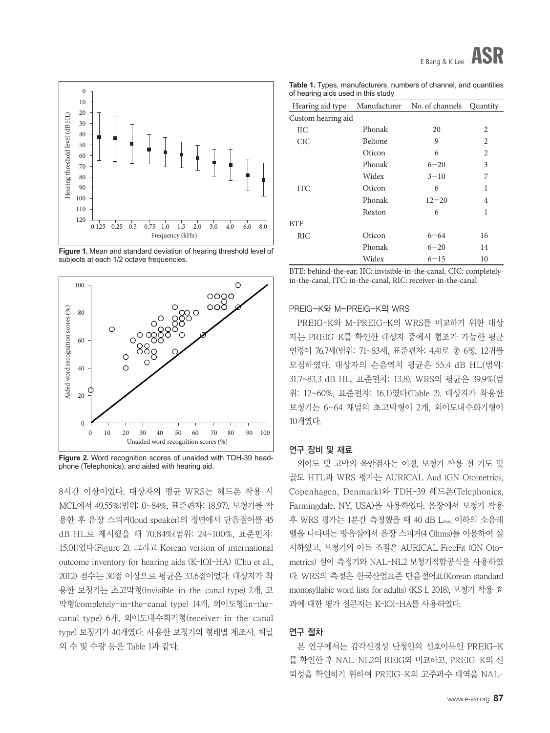Figure 1. Mean and standard deviation of hearing threshold level of subjects at each 1/2 octave frequencies.

Figure 2. Word recognition scores of unaided with TDH-39 headphone (Telephonics), and aided with hearing aid.

8시간 이상이었다. 대상자의 평균 WRS는 헤드폰 착용 시 MCL에서 49.55%(범위: 0~84%, 표준편차: 18.97), 보청기를 착용한 후 음장 스피커(loud speaker)의 정면에서 단음절어를 45 dB HL로 제시했을 때 70.84%(범위: 24~100%, 표준편차: 15.01)였다(Figure 2). 그리고 Korean version of international outcome inventory for hearing aids (K-IOI-HA) (Chu et al., 2012) 점수는 30점 이상으로 평균은 33.6점이었다. 대상자가 착용한 보청기는 초고막형(invisible-in-the-canal type) 2개, 고막형(completely-in-the-canal type) 14개, 외이도형(in-the-canal type) 6개, 외이도내수화기형(receiver-in-the-canal type) 보청기가 40개였다. 사용한 보청기의 형태별 제조사, 채널의 수 및 수량 등은 Table 1과 같다.

**Table 1.** Types, manufacturers, numbers of channel, and quantities of hearing aids used in this study

| Hearing aid type | Manufacturer | No. of channels | Quantity |
|---|---|---|---|
| Custom hearing aid | | | |
| IIC | Phonak | 20 | 2 |
| CIC | Beltone | 9 | 2 |
| | Oticon | 6 | 2 |
| | Phonak | 6−20 | 3 |
| | Widex | 3−10 | 7 |
| ITC | Oticon | 6 | 1 |
| | Phonak | 12−20 | 4 |
| | Rexton | 6 | 1 |
| BTE | | | |
| RIC | Oticon | 6−64 | 16 |
| | Phonak | 6−20 | 14 |
| | Widex | 6−15 | 10 |

BTE: behind-the-ear, IIC: invisible-in-the-canal, CIC: completely-in-the-canal, ITC: in-the-canal, RIC: receiver-in-the-canal

### PREIG-K와 M-PREIG-K의 WRS

PREIG-K와 M-PREIG-K의 WRS를 비교하기 위한 대상자는 PREIG-K를 확인한 대상자 중에서 협조가 가능한 평균 연령이 76.7세(범위: 71~83세, 표준편차: 4.4)로 총 6명, 12귀를 모집하였다. 대상자의 순음역치 평균은 55.4 dB HL(범위: 31.7~83.3 dB HL, 표준편차: 13.8), WRS의 평균은 39.9%(범위: 12~60%, 표준편차: 16.1)였다(Table 2). 대상자가 착용한 보청기는 6~64 채널의 초고막형이 2개, 외이도내수화기형이 10개였다.

## 연구 장비 및 재료

외이도 및 고막의 육안검사는 이경, 보청기 착용 전 기도 및 골도 HTL과 WRS 평가는 AURICAL Aud (GN Otometrics, Copenhagen, Denmark)와 TDH-39 헤드폰(Telephonics, Farmingdale, NY, USA)을 사용하였다. 음장에서 보청기 착용 후 WRS 평가는 1분간 측정했을 때 40 dB $L_{Aeq}$ 이하의 소음레벨을 나타내는 방음실에서 음장 스피커(4 Ohms)를 이용하여 실시하였고, 보청기의 이득 조절은 AURICAL FreeFit (GN Otometrics) 실이 측정기와 NAL-NL2 보청기적합공식을 사용하였다. WRS의 측정은 한국산업표준 단음절어표(Korean standard monosyllabic word lists for adults) (KS I, 2018), 보청기 착용 효과에 대한 평가 설문지는 K-IOI-HA를 사용하였다.

## 연구 절차

본 연구에서는 감각신경성 난청인의 선호이득인 PREIG-K를 확인한 후 NAL-NL2의 REIG와 비교하고, PREIG-K의 신뢰성을 확인하기 위하여 PREIG-K의 고주파수 대역을 NAL-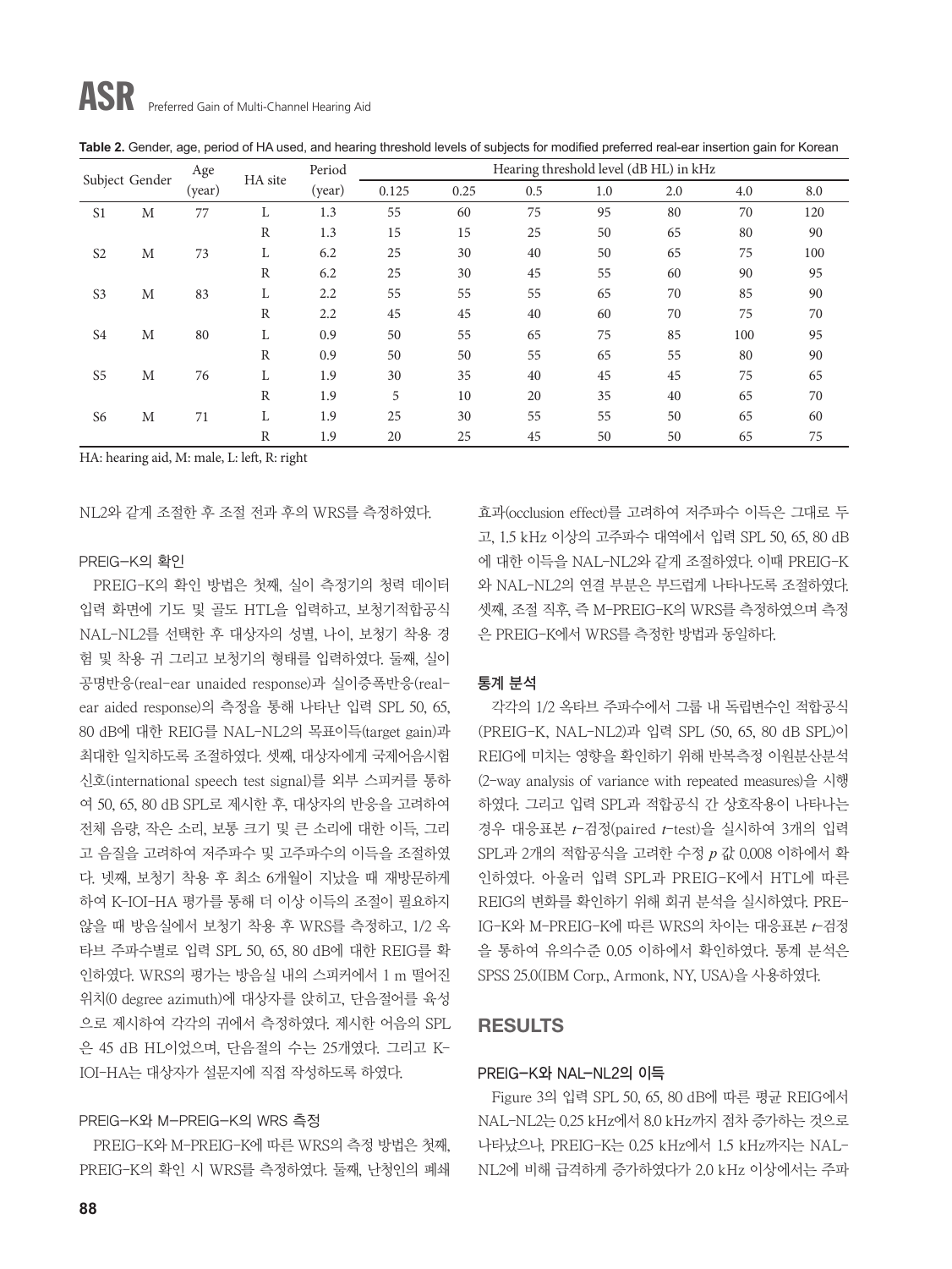**Table 2.** Gender, age, period of HA used, and hearing threshold levels of subjects for modified preferred real-ear insertion gain for Korean

| Subject | Gender | Age (year) | HA site | Period (year) | Hearing threshold level (dB HL) in kHz | | | | | | |
|---|---|---|---|---|---|---|---|---|---|---|---|
| | | | | | 0.125 | 0.25 | 0.5 | 1.0 | 2.0 | 4.0 | 8.0 |
| S1 | M | 77 | L | 1.3 | 55 | 60 | 75 | 95 | 80 | 70 | 120 |
| | | | R | 1.3 | 15 | 15 | 25 | 50 | 65 | 80 | 90 |
| S2 | M | 73 | L | 6.2 | 25 | 30 | 40 | 50 | 65 | 75 | 100 |
| | | | R | 6.2 | 25 | 30 | 45 | 55 | 60 | 90 | 95 |
| S3 | M | 83 | L | 2.2 | 55 | 55 | 55 | 65 | 70 | 85 | 90 |
| | | | R | 2.2 | 45 | 45 | 40 | 60 | 70 | 75 | 70 |
| S4 | M | 80 | L | 0.9 | 50 | 55 | 65 | 75 | 85 | 100 | 95 |
| | | | R | 0.9 | 50 | 50 | 55 | 65 | 55 | 80 | 90 |
| S5 | M | 76 | L | 1.9 | 30 | 35 | 40 | 45 | 45 | 75 | 65 |
| | | | R | 1.9 | 5 | 10 | 20 | 35 | 40 | 65 | 70 |
| S6 | M | 71 | L | 1.9 | 25 | 30 | 55 | 55 | 50 | 65 | 60 |
| | | | R | 1.9 | 20 | 25 | 45 | 50 | 50 | 65 | 75 |

HA: hearing aid, M: male, L: left, R: right

NL2와 같게 조절한 후 조절 전과 후의 WRS를 측정하였다.

### PREIG-K의 확인

PREIG-K의 확인 방법은 첫째, 실이 측정기의 청력 데이터 입력 화면에 기도 및 골도 HTL을 입력하고, 보청기적합공식 NAL-NL2를 선택한 후 대상자의 성별, 나이, 보청기 착용 경험 및 착용 귀 그리고 보청기의 형태를 입력하였다. 둘째, 실이 공명반응(real-ear unaided response)과 실이증폭반응(real-ear aided response)의 측정을 통해 나타난 입력 SPL 50, 65, 80 dB에 대한 REIG를 NAL-NL2의 목표이득(target gain)과 최대한 일치하도록 조절하였다. 셋째, 대상자에게 국제어음시험신호(international speech test signal)를 외부 스피커를 통하여 50, 65, 80 dB SPL로 제시한 후, 대상자의 반응을 고려하여 전체 음량, 작은 소리, 보통 크기 및 큰 소리에 대한 이득, 그리고 음질을 고려하여 저주파수 및 고주파수의 이득을 조절하였다. 넷째, 보청기 착용 후 최소 6개월이 지났을 때 재방문하게 하여 K-IOI-HA 평가를 통해 더 이상 이득의 조절이 필요하지 않을 때 방음실에서 보청기 착용 후 WRS를 측정하고, 1/2 옥타브 주파수별로 입력 SPL 50, 65, 80 dB에 대한 REIG를 확인하였다. WRS의 평가는 방음실 내의 스피커에서 1 m 떨어진 위치(0 degree azimuth)에 대상자를 앉히고, 단음절어를 육성으로 제시하여 각각의 귀에서 측정하였다. 제시한 어음의 SPL은 45 dB HL이었으며, 단음절의 수는 25개였다. 그리고 K-IOI-HA는 대상자가 설문지에 직접 작성하도록 하였다.

### PREIG-K와 M-PREIG-K의 WRS 측정

PREIG-K와 M-PREIG-K에 따른 WRS의 측정 방법은 첫째, PREIG-K의 확인 시 WRS를 측정하였다. 둘째, 난청인의 폐쇄효과(occlusion effect)를 고려하여 저주파수 이득은 그대로 두고, 1.5 kHz 이상의 고주파수 대역에서 입력 SPL 50, 65, 80 dB에 대한 이득을 NAL-NL2와 같게 조절하였다. 이때 PREIG-K와 NAL-NL2의 연결 부분은 부드럽게 나타나도록 조절하였다. 셋째, 조절 직후, 즉 M-PREIG-K의 WRS를 측정하였으며 측정은 PREIG-K에서 WRS를 측정한 방법과 동일하다.

### 통계 분석

각각의 1/2 옥타브 주파수에서 그룹 내 독립변수인 적합공식(PREIG-K, NAL-NL2)과 입력 SPL (50, 65, 80 dB SPL)이 REIG에 미치는 영향을 확인하기 위해 반복측정 이원분산분석(2-way analysis of variance with repeated measures)을 시행하였다. 그리고 입력 SPL과 적합공식 간 상호작용이 나타나는 경우 대응표본 *t*-검정(paired *t*-test)을 실시하여 3개의 입력 SPL과 2개의 적합공식을 고려한 수정 $p$ 값 0.008 이하에서 확인하였다. 아울러 입력 SPL과 PREIG-K에서 HTL에 따른 REIG의 변화를 확인하기 위해 회귀 분석을 실시하였다. PREIG-K와 M-PREIG-K에 따른 WRS의 차이는 대응표본 *t*-검정을 통하여 유의수준 0.05 이하에서 확인하였다. 통계 분석은 SPSS 25.0(IBM Corp., Armonk, NY, USA)을 사용하였다.

## RESULTS

### PREIG-K와 NAL-NL2의 이득

Figure 3의 입력 SPL 50, 65, 80 dB에 따른 평균 REIG에서 NAL-NL2는 0.25 kHz에서 8.0 kHz까지 점차 증가하는 것으로 나타났으나, PREIG-K는 0.25 kHz에서 1.5 kHz까지는 NAL-NL2에 비해 급격하게 증가하였다가 2.0 kHz 이상에서는 주파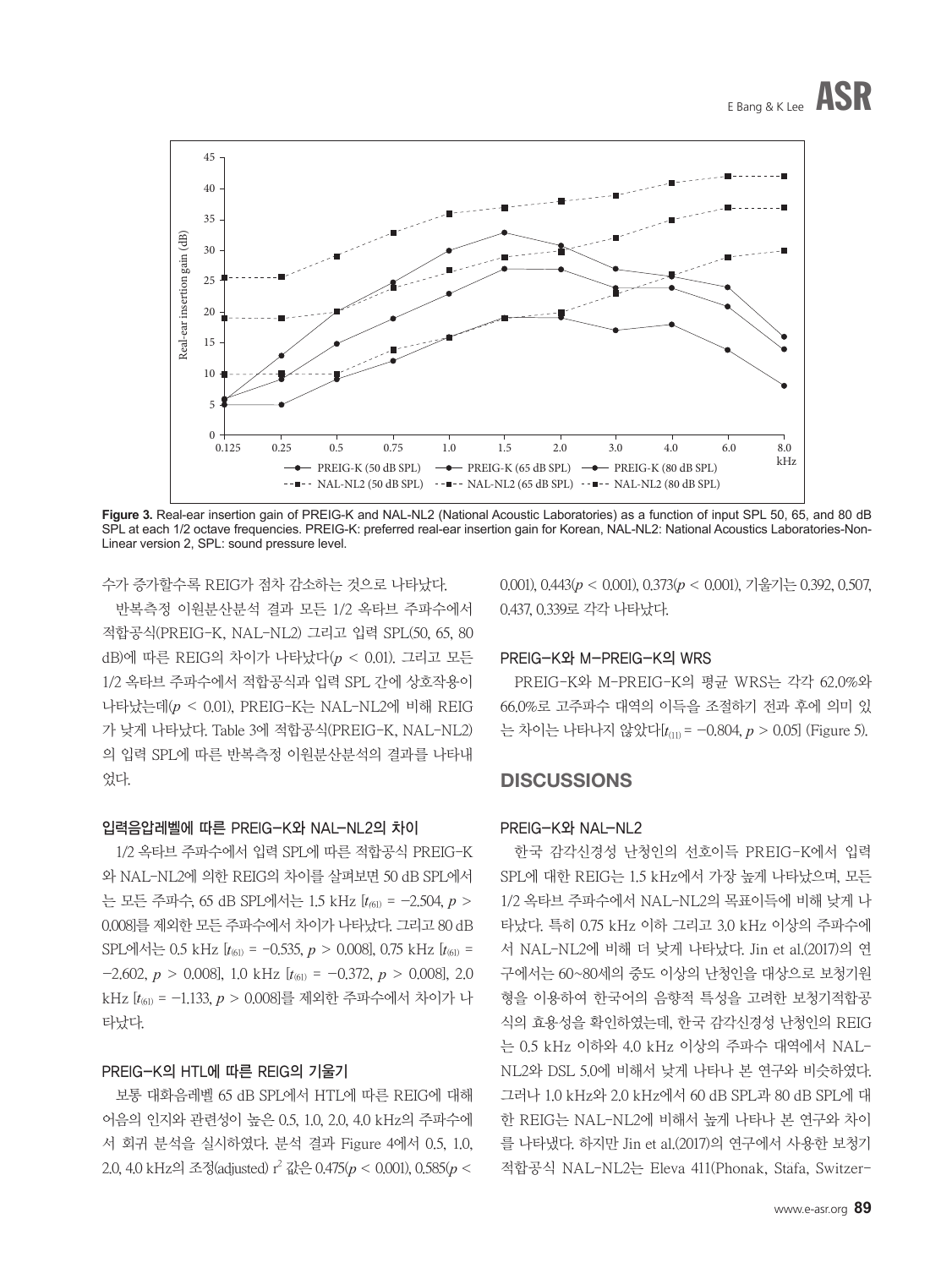Figure 3. Real-ear insertion gain of PREIG-K and NAL-NL2 (National Acoustic Laboratories) as a function of input SPL 50, 65, and 80 dB SPL at each 1/2 octave frequencies. PREIG-K: preferred real-ear insertion gain for Korean, NAL-NL2: National Acoustics Laboratories-Non-Linear version 2, SPL: sound pressure level.

수가 증가할수록 REIG가 점차 감소하는 것으로 나타났다.

반복측정 이원분산분석 결과 모든 1/2 옥타브 주파수에서 적합공식(PREIG-K, NAL-NL2) 그리고 입력 SPL(50, 65, 80 dB)에 따른 REIG의 차이가 나타났다($p < 0.01$). 그리고 모든 1/2 옥타브 주파수에서 적합공식과 입력 SPL 간에 상호작용이 나타났는데($p < 0.01$), PREIG-K는 NAL-NL2에 비해 REIG가 낮게 나타났다. Table 3에 적합공식(PREIG-K, NAL-NL2)의 입력 SPL에 따른 반복측정 이원분산분석의 결과를 나타내었다.

### 입력음압레벨에 따른 PREIG-K와 NAL-NL2의 차이

1/2 옥타브 주파수에서 입력 SPL에 따른 적합공식 PREIG-K와 NAL-NL2에 의한 REIG의 차이를 살펴보면 50 dB SPL에서는 모든 주파수, 65 dB SPL에서는 1.5 kHz [$t_{(61)} = -2.504$, $p > 0.008$]를 제외한 모든 주파수에서 차이가 나타났다. 그리고 80 dB SPL에서는 0.5 kHz [$t_{(61)} = -0.535$, $p > 0.008$], 0.75 kHz [$t_{(61)} = -2.602$, $p > 0.008$], 1.0 kHz [$t_{(61)} = -0.372$, $p > 0.008$], 2.0 kHz [$t_{(61)} = -1.133$, $p > 0.008$]를 제외한 주파수에서 차이가 나타났다.

### PREIG-K의 HTL에 따른 REIG의 기울기

보통 대화음레벨 65 dB SPL에서 HTL에 따른 REIG에 대해 어음의 인지와 관련성이 높은 0.5, 1.0, 2.0, 4.0 kHz의 주파수에서 회귀 분석을 실시하였다. 분석 결과 Figure 4에서 0.5, 1.0, 2.0, 4.0 kHz의 조정(adjusted) $r^2$ 값은 0.475($p < 0.001$), 0.585($p < 0.001$), 0.443($p < 0.001$), 0.373($p < 0.001$), 기울기는 0.392, 0.507, 0.437, 0.339로 각각 나타났다.

### PREIG-K와 M-PREIG-K의 WRS

PREIG-K와 M-PREIG-K의 평균 WRS는 각각 62.0%와 66.0%로 고주파수 대역의 이득을 조절하기 전과 후에 의미 있는 차이는 나타나지 않았다[$t_{(11)} = -0.804$, $p > 0.05$] (Figure 5).

## DISCUSSIONS

### PREIG-K와 NAL-NL2

한국 감각신경성 난청인의 선호이득 PREIG-K에서 입력 SPL에 대한 REIG는 1.5 kHz에서 가장 높게 나타났으며, 모든 1/2 옥타브 주파수에서 NAL-NL2의 목표이득에 비해 낮게 나타났다. 특히 0.75 kHz 이하 그리고 3.0 kHz 이상의 주파수에서 NAL-NL2에 비해 더 낮게 나타났다. Jin et al.(2017)의 연구에서는 60~80세의 중도 이상의 난청인을 대상으로 보청기원형을 이용하여 한국어의 음향적 특성을 고려한 보청기적합공식의 효용성을 확인하였는데, 한국 감각신경성 난청인의 REIG는 0.5 kHz 이하와 4.0 kHz 이상의 주파수 대역에서 NAL-NL2와 DSL 5.0에 비해서 낮게 나타나 본 연구와 비슷하였다. 그러나 1.0 kHz와 2.0 kHz에서 60 dB SPL과 80 dB SPL에 대한 REIG는 NAL-NL2에 비해서 높게 나타나 본 연구와 차이를 나타냈다. 하지만 Jin et al.(2017)의 연구에서 사용한 보청기 적합공식 NAL-NL2는 Eleva 411(Phonak, Stäfa, Switzer-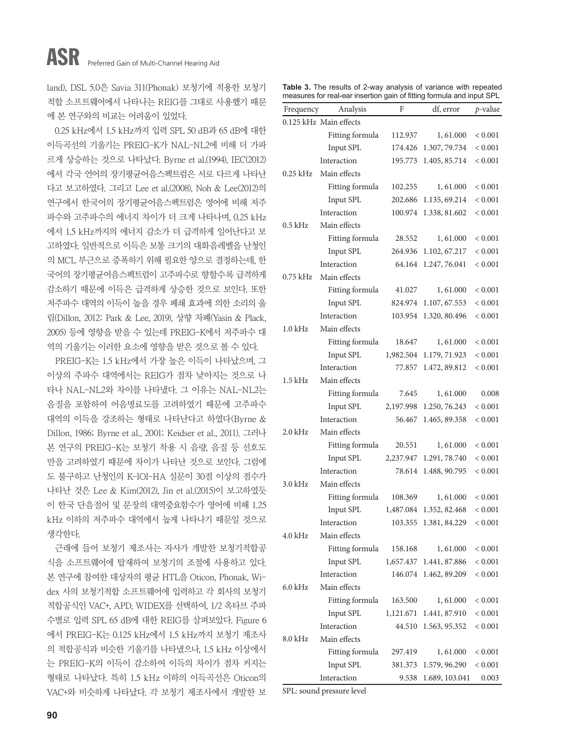land), DSL 5.0은 Savia 311(Phonak) 보청기에 적용한 보청기 적합 소프트웨어에서 나타나는 REIG를 그대로 사용했기 때문에 본 연구와의 비교는 어려움이 있었다.

0.25 kHz에서 1.5 kHz까지 입력 SPL 50 dB과 65 dB에 대한 이득곡선의 기울기는 PREIG-K가 NAL-NL2에 비해 더 가파르게 상승하는 것으로 나타났다. Byrne et al.(1994), IEC(2012)에서 각국 언어의 장기평균어음스펙트럼은 서로 다르게 나타난다고 보고하였다. 그리고 Lee et al.(2008), Noh & Lee(2012)의 연구에서 한국어의 장기평균어음스펙트럼은 영어에 비해 저주파수와 고주파수의 에너지 차이가 더 크게 나타나며, 0.25 kHz에서 1.5 kHz까지의 에너지 감소가 더 급격하게 일어난다고 보고하였다. 일반적으로 이득은 보통 크기의 대화음레벨을 난청인의 MCL 부근으로 증폭하기 위해 필요한 양으로 결정하는데, 한국어의 장기평균어음스펙트럼이 고주파수로 향할수록 급격하게 감소하기 때문에 이득은 급격하게 상승한 것으로 보인다. 또한 저주파수 대역의 이득이 높을 경우 폐쇄 효과에 의한 소리의 울림(Dillon, 2012; Park & Lee, 2019), 상향 차폐(Yasin & Plack, 2005) 등에 영향을 받을 수 있는데 PREIG-K에서 저주파수 대역의 기울기는 이러한 요소에 영향을 받은 것으로 볼 수 있다.

PREIG-K는 1.5 kHz에서 가장 높은 이득이 나타났으며, 그 이상의 주파수 대역에서는 REIG가 점차 낮아지는 것으로 나타나 NAL-NL2와 차이를 나타냈다. 그 이유는 NAL-NL2는 음질을 포함하여 어음명료도를 고려하였기 때문에 고주파수 대역의 이득을 강조하는 형태로 나타난다고 하였다(Byrne & Dillon, 1986; Byrne et al., 2001; Keidser et al., 2011). 그러나 본 연구의 PREIG-K는 보청기 착용 시 음량, 음질 등 선호도만을 고려하였기 때문에 차이가 나타난 것으로 보인다. 그럼에도 불구하고 난청인의 K-IOI-HA 설문이 30점 이상의 점수가 나타난 것은 Lee & Kim(2012), Jin et al.(2015)이 보고하였듯이 한국 단음절어 및 문장의 대역중요함수가 영어에 비해 1.25 kHz 이하의 저주파수 대역에서 높게 나타나기 때문일 것으로 생각한다.

근래에 들어 보청기 제조사는 자사가 개발한 보청기적합공식을 소프트웨어에 탑재하여 보청기의 조절에 사용하고 있다. 본 연구에 참여한 대상자의 평균 HTL을 Oticon, Phonak, Widex 사의 보청기적합 소프트웨어에 입력하고 각 회사의 보청기적합공식인 VAC+, APD, WIDEX를 선택하여, 1/2 옥타브 주파수별로 입력 SPL 65 dB에 대한 REIG를 살펴보았다. Figure 6에서 PREIG-K는 0.125 kHz에서 1.5 kHz까지 보청기 제조사의 적합공식과 비슷한 기울기를 나타냈으나, 1.5 kHz 이상에서는 PREIG-K의 이득이 감소하여 이득의 차이가 점차 커지는 형태로 나타났다. 특히 1.5 kHz 이하의 이득곡선은 Oticon의 VAC+와 비슷하게 나타났다. 각 보청기 제조사에서 개발한 보

**Table 3.** The results of 2-way analysis of variance with repeated measures for real-ear insertion gain of fitting formula and input SPL

| Frequency | Analysis | F | df, error | *p*-value |
|---|---|---|---|---|
| 0.125 kHz | Main effects | | | |
| | Fitting formula | 112.937 | 1, 61.000 | < 0.001 |
| | Input SPL | 174.426 | 1.307, 79.734 | < 0.001 |
| | Interaction | 195.773 | 1.405, 85.714 | < 0.001 |
| 0.25 kHz | Main effects | | | |
| | Fitting formula | 102.255 | 1, 61.000 | < 0.001 |
| | Input SPL | 202.686 | 1.135, 69.214 | < 0.001 |
| | Interaction | 100.974 | 1.338, 81.602 | < 0.001 |
| 0.5 kHz | Main effects | | | |
| | Fitting formula | 28.552 | 1, 61.000 | < 0.001 |
| | Input SPL | 264.936 | 1.102, 67.217 | < 0.001 |
| | Interaction | 64.164 | 1.247, 76.041 | < 0.001 |
| 0.75 kHz | Main effects | | | |
| | Fitting formula | 41.027 | 1, 61.000 | < 0.001 |
| | Input SPL | 824.974 | 1.107, 67.553 | < 0.001 |
| | Interaction | 103.954 | 1.320, 80.496 | < 0.001 |
| 1.0 kHz | Main effects | | | |
| | Fitting formula | 18.647 | 1, 61.000 | < 0.001 |
| | Input SPL | 1,982.504 | 1.179, 71.923 | < 0.001 |
| | Interaction | 77.857 | 1.472, 89.812 | < 0.001 |
| 1.5 kHz | Main effects | | | |
| | Fitting formula | 7.645 | 1, 61.000 | 0.008 |
| | Input SPL | 2,197.998 | 1.250, 76.243 | < 0.001 |
| | Interaction | 56.467 | 1.465, 89.358 | < 0.001 |
| 2.0 kHz | Main effects | | | |
| | Fitting formula | 20.551 | 1, 61.000 | < 0.001 |
| | Input SPL | 2,237.947 | 1.291, 78.740 | < 0.001 |
| | Interaction | 78.614 | 1.488, 90.795 | < 0.001 |
| 3.0 kHz | Main effects | | | |
| | Fitting formula | 108.369 | 1, 61.000 | < 0.001 |
| | Input SPL | 1,487.084 | 1.352, 82.468 | < 0.001 |
| | Interaction | 103.355 | 1.381, 84.229 | < 0.001 |
| 4.0 kHz | Main effects | | | |
| | Fitting formula | 158.168 | 1, 61.000 | < 0.001 |
| | Input SPL | 1,657.437 | 1.441, 87.886 | < 0.001 |
| | Interaction | 146.074 | 1.462, 89.209 | < 0.001 |
| 6.0 kHz | Main effects | | | |
| | Fitting formula | 163.500 | 1, 61.000 | < 0.001 |
| | Input SPL | 1,121.671 | 1.441, 87.910 | < 0.001 |
| | Interaction | 44.510 | 1.563, 95.352 | < 0.001 |
| 8.0 kHz | Main effects | | | |
| | Fitting formula | 297.419 | 1, 61.000 | < 0.001 |
| | Input SPL | 381.373 | 1.579, 96.290 | < 0.001 |
| | Interaction | 9.538 | 1.689, 103.041 | 0.003 |

SPL: sound pressure level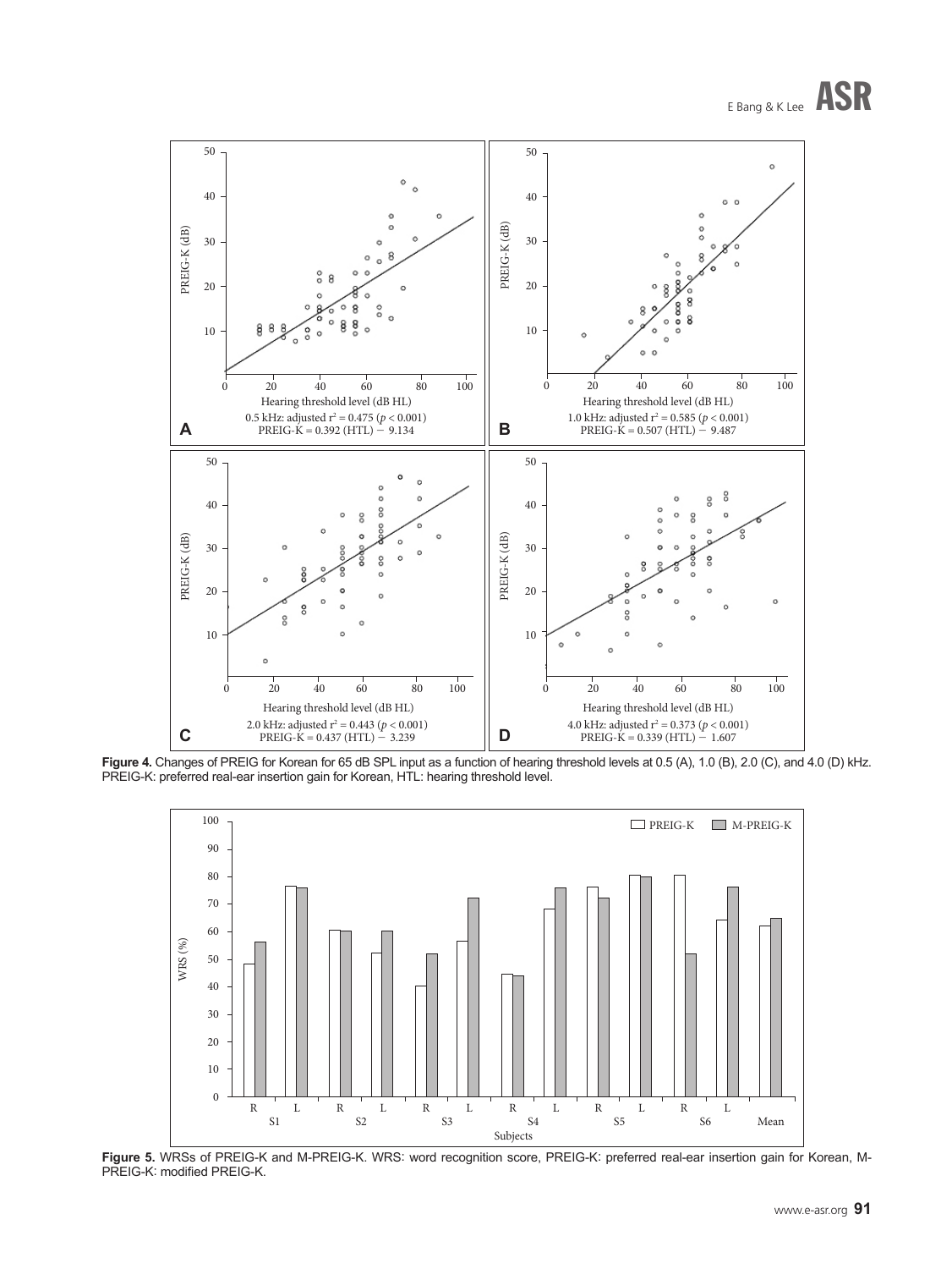Hearing threshold level (dB HL)

0.5 kHz: adjusted $r^2 = 0.475$ ($p < 0.001$)
PREIG-K = 0.392 (HTL) − 9.134

1.0 kHz: adjusted $r^2 = 0.585$ ($p < 0.001$)
PREIG-K = 0.507 (HTL) − 9.487

2.0 kHz: adjusted $r^2 = 0.443$ ($p < 0.001$)
PREIG-K = 0.437 (HTL) − 3.239

4.0 kHz: adjusted $r^2 = 0.373$ ($p < 0.001$)
PREIG-K = 0.339 (HTL) − 1.607

**Figure 4.** Changes of PREIG for Korean for 65 dB SPL input as a function of hearing threshold levels at 0.5 (A), 1.0 (B), 2.0 (C), and 4.0 (D) kHz. PREIG-K: preferred real-ear insertion gain for Korean, HTL: hearing threshold level.

**Figure 5.** WRSs of PREIG-K and M-PREIG-K. WRS: word recognition score, PREIG-K: preferred real-ear insertion gain for Korean, M-PREIG-K: modified PREIG-K.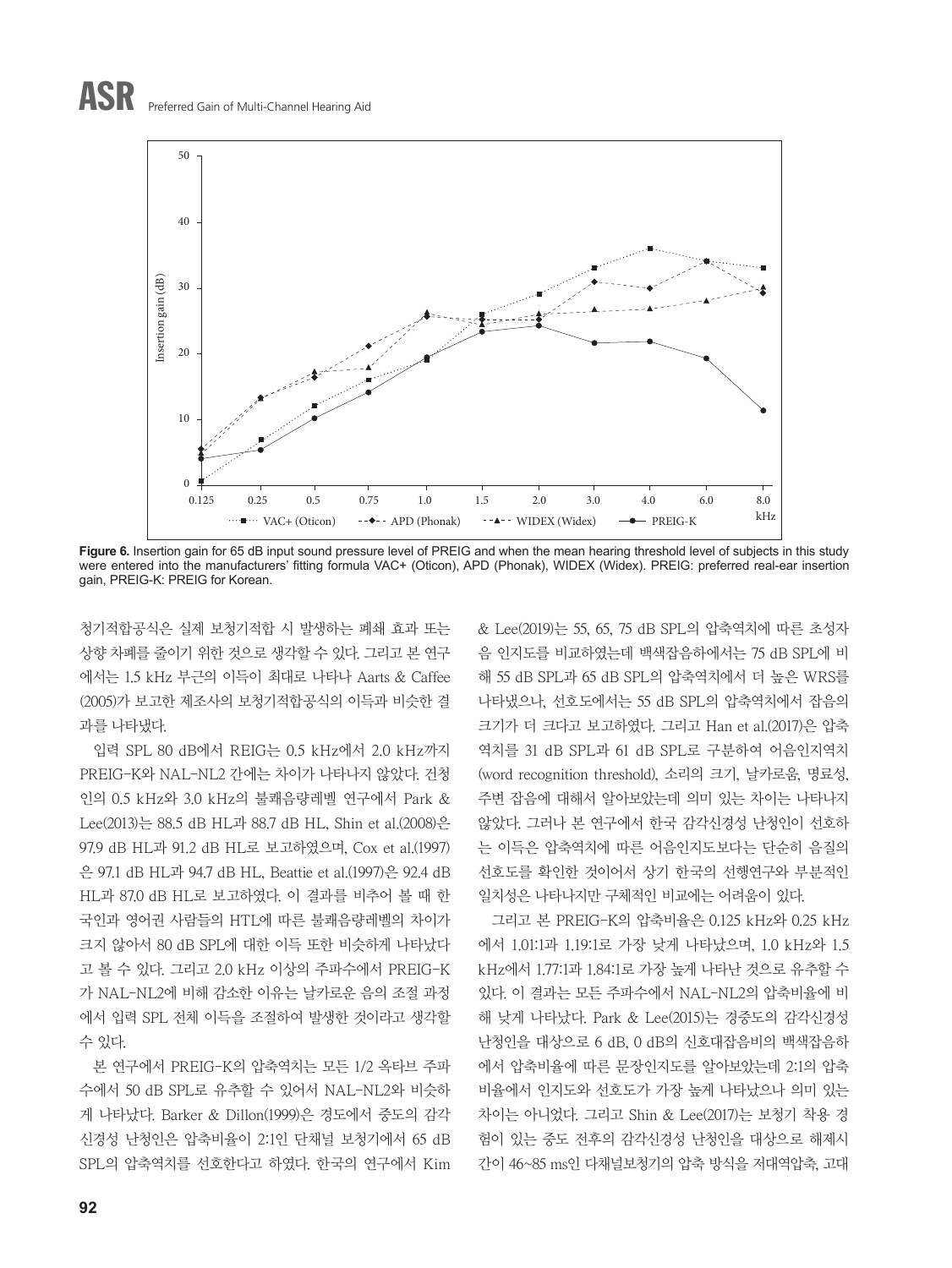Figure 6. Insertion gain for 65 dB input sound pressure level of PREIG and when the mean hearing threshold level of subjects in this study were entered into the manufacturers' fitting formula VAC+ (Oticon), APD (Phonak), WIDEX (Widex). PREIG: preferred real-ear insertion gain, PREIG-K: PREIG for Korean.

청기적합공식은 실제 보청기적합 시 발생하는 폐쇄 효과 또는 상향 차폐를 줄이기 위한 것으로 생각할 수 있다. 그리고 본 연구에서는 1.5 kHz 부근의 이득이 최대로 나타나 Aarts & Caffee (2005)가 보고한 제조사의 보청기적합공식의 이득과 비슷한 결과를 나타냈다.

입력 SPL 80 dB에서 REIG는 0.5 kHz에서 2.0 kHz까지 PREIG-K와 NAL-NL2 간에는 차이가 나타나지 않았다. 건청인의 0.5 kHz와 3.0 kHz의 불쾌음량레벨 연구에서 Park & Lee(2013)는 88.5 dB HL과 88.7 dB HL, Shin et al.(2008)은 97.9 dB HL과 91.2 dB HL로 보고하였으며, Cox et al.(1997)은 97.1 dB HL과 94.7 dB HL, Beattie et al.(1997)은 92.4 dB HL과 87.0 dB HL로 보고하였다. 이 결과를 비추어 볼 때 한국인과 영어권 사람들의 HTL에 따른 불쾌음량레벨의 차이가 크지 않아서 80 dB SPL에 대한 이득 또한 비슷하게 나타났다고 볼 수 있다. 그리고 2.0 kHz 이상의 주파수에서 PREIG-K가 NAL-NL2에 비해 감소한 이유는 날카로운 음의 조절 과정에서 입력 SPL 전체 이득을 조절하여 발생한 것이라고 생각할 수 있다.

본 연구에서 PREIG-K의 압축역치는 모든 1/2 옥타브 주파수에서 50 dB SPL로 유추할 수 있어서 NAL-NL2와 비슷하게 나타났다. Barker & Dillon(1999)은 경도에서 중도의 감각신경성 난청인은 압축비율이 2:1인 단채널 보청기에서 65 dB SPL의 압축역치를 선호한다고 하였다. 한국의 연구에서 Kim & Lee(2019)는 55, 65, 75 dB SPL의 압축역치에 따른 초성자음 인지도를 비교하였는데 백색잡음하에서는 75 dB SPL에 비해 55 dB SPL과 65 dB SPL의 압축역치에서 더 높은 WRS를 나타냈으나, 선호도에서는 55 dB SPL의 압축역치에서 잡음의 크기가 더 크다고 보고하였다. 그리고 Han et al.(2017)은 압축역치를 31 dB SPL과 61 dB SPL로 구분하여 어음인지역치(word recognition threshold), 소리의 크기, 날카로움, 명료성, 주변 잡음에 대해서 알아보았는데 의미 있는 차이는 나타나지 않았다. 그러나 본 연구에서 한국 감각신경성 난청인이 선호하는 이득은 압축역치에 따른 어음인지도보다는 단순히 음질의 선호도를 확인한 것이어서 상기 한국의 선행연구와 부분적인 일치성은 나타나지만 구체적인 비교에는 어려움이 있다.

그리고 본 PREIG-K의 압축비율은 0.125 kHz와 0.25 kHz에서 1.01:1과 1.19:1로 가장 낮게 나타났으며, 1.0 kHz와 1.5 kHz에서 1.77:1과 1.84:1로 가장 높게 나타난 것으로 유추할 수 있다. 이 결과는 모든 주파수에서 NAL-NL2의 압축비율에 비해 낮게 나타났다. Park & Lee(2015)는 경중도의 감각신경성 난청인을 대상으로 6 dB, 0 dB의 신호대잡음비의 백색잡음하에서 압축비율에 따른 문장인지도를 알아보았는데 2:1의 압축비율에서 인지도와 선호도가 가장 높게 나타났으나 의미 있는 차이는 아니었다. 그리고 Shin & Lee(2017)는 보청기 착용 경험이 있는 중도 전후의 감각신경성 난청인을 대상으로 해제시간이 46~85 ms인 다채널보청기의 압축 방식을 저대역압축, 고대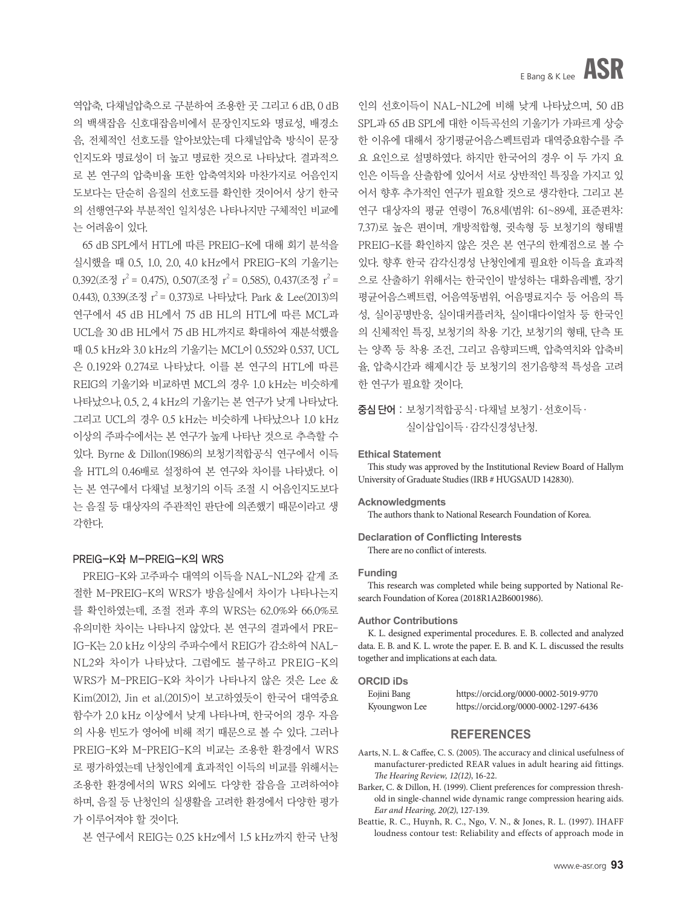역압축, 다채널압축으로 구분하여 조용한 곳 그리고 6 dB, 0 dB의 백색잡음 신호대잡음비에서 문장인지도와 명료성, 배경소음, 전체적인 선호도를 알아보았는데 다채널압축 방식이 문장인지도와 명료성이 더 높고 명료한 것으로 나타났다. 결과적으로 본 연구의 압축비율 또한 압축역치와 마찬가지로 어음인지도보다는 단순히 음질의 선호도를 확인한 것이어서 상기 한국의 선행연구와 부분적인 일치성은 나타나지만 구체적인 비교에는 어려움이 있다.

65 dB SPL에서 HTL에 따른 PREIG-K에 대해 회귀 분석을 실시했을 때 0.5, 1.0, 2.0, 4.0 kHz에서 PREIG-K의 기울기는 0.392(조정 $r^2$ = 0.475), 0.507(조정 $r^2$ = 0.585), 0.437(조정 $r^2$ = 0.443), 0.339(조정 $r^2$ = 0.373)로 나타났다. Park & Lee(2013)의 연구에서 45 dB HL에서 75 dB HL의 HTL에 따른 MCL과 UCL을 30 dB HL에서 75 dB HL까지로 확대하여 재분석했을 때 0.5 kHz와 3.0 kHz의 기울기는 MCL이 0.552와 0.537, UCL은 0.192와 0.274로 나타났다. 이를 본 연구의 HTL에 따른 REIG의 기울기와 비교하면 MCL의 경우 1.0 kHz는 비슷하게 나타났으나, 0.5, 2, 4 kHz의 기울기는 본 연구가 낮게 나타났다. 그리고 UCL의 경우 0.5 kHz는 비슷하게 나타났으나 1.0 kHz 이상의 주파수에서는 본 연구가 높게 나타난 것으로 추측할 수 있다. Byrne & Dillon(1986)의 보청기적합공식 연구에서 이득을 HTL의 0.46배로 설정하여 본 연구와 차이를 나타냈다. 이는 본 연구에서 다채널 보청기의 이득 조절 시 어음인지도보다는 음질 등 대상자의 주관적인 판단에 의존했기 때문이라고 생각한다.

### PREIG-K와 M-PREIG-K의 WRS

PREIG-K와 고주파수 대역의 이득을 NAL-NL2와 같게 조절한 M-PREIG-K의 WRS가 방음실에서 차이가 나타나는지를 확인하였는데, 조절 전과 후의 WRS는 62.0%와 66.0%로 유의미한 차이는 나타나지 않았다. 본 연구의 결과에서 PREIG-K는 2.0 kHz 이상의 주파수에서 REIG가 감소하여 NAL-NL2와 차이가 나타났다. 그럼에도 불구하고 PREIG-K의 WRS가 M-PREIG-K와 차이가 나타나지 않은 것은 Lee & Kim(2012), Jin et al.(2015)이 보고하였듯이 한국어 대역중요함수가 2.0 kHz 이상에서 낮게 나타나며, 한국어의 경우 자음의 사용 빈도가 영어에 비해 적기 때문으로 볼 수 있다. 그러나 PREIG-K와 M-PREIG-K의 비교는 조용한 환경에서 WRS로 평가하였는데 난청인에게 효과적인 이득의 비교를 위해서는 조용한 환경에서의 WRS 외에도 다양한 잡음을 고려하여야 하며, 음질 등 난청인의 실생활을 고려한 환경에서 다양한 평가가 이루어져야 할 것이다.

본 연구에서 REIG는 0.25 kHz에서 1.5 kHz까지 한국 난청인의 선호이득이 NAL-NL2에 비해 낮게 나타났으며, 50 dB SPL과 65 dB SPL에 대한 이득곡선의 기울기가 가파르게 상승한 이유에 대해서 장기평균어음스펙트럼과 대역중요함수를 주요 요인으로 설명하였다. 하지만 한국어의 경우 이 두 가지 요인은 이득을 산출함에 있어서 서로 상반적인 특징을 가지고 있어서 향후 추가적인 연구가 필요할 것으로 생각한다. 그리고 본 연구 대상자의 평균 연령이 76.8세(범위: 61~89세, 표준편차: 7.37)로 높은 편이며, 개방적합형, 귓속형 등 보청기의 형태별 PREIG-K를 확인하지 않은 것은 본 연구의 한계점으로 볼 수 있다. 향후 한국 감각신경성 난청인에게 필요한 이득을 효과적으로 산출하기 위해서는 한국인이 발성하는 대화음레벨, 장기평균어음스펙트럼, 어음역동범위, 어음명료지수 등 어음의 특성, 실이공명반응, 실이대커플러차, 실이대다이얼차 등 한국인의 신체적인 특징, 보청기의 착용 기간, 보청기의 형태, 단측 또는 양쪽 등 착용 조건, 그리고 음향피드백, 압축역치와 압축비율, 압축시간과 해제시간 등 보청기의 전기음향적 특성을 고려한 연구가 필요할 것이다.

**중심 단어** : 보청기적합공식 · 다채널 보청기 · 선호이득 · 실이삽입이득 · 감각신경성난청.

#### Ethical Statement

This study was approved by the Institutional Review Board of Hallym University of Graduate Studies (IRB # HUGSAUD 142830).

#### Acknowledgments

The authors thank to National Research Foundation of Korea.

#### Declaration of Conflicting Interests

There are no conflict of interests.

#### Funding

This research was completed while being supported by National Research Foundation of Korea (2018R1A2B6001986).

#### Author Contributions

K. L. designed experimental procedures. E. B. collected and analyzed data. E. B. and K. L. wrote the paper. E. B. and K. L. discussed the results together and implications at each data.

#### ORCID iDs

Eojini Bang https://orcid.org/0000-0002-5019-9770
Kyoungwon Lee https://orcid.org/0000-0002-1297-6436

## REFERENCES

Aarts, N. L. & Caffee, C. S. (2005). The accuracy and clinical usefulness of manufacturer-predicted REAR values in adult hearing aid fittings. *The Hearing Review, 12(12)*, 16-22.

Barker, C. & Dillon, H. (1999). Client preferences for compression threshold in single-channel wide dynamic range compression hearing aids. *Ear and Hearing, 20(2)*, 127-139.

Beattie, R. C., Huynh, R. C., Ngo, V. N., & Jones, R. L. (1997). IHAFF loudness contour test: Reliability and effects of approach mode in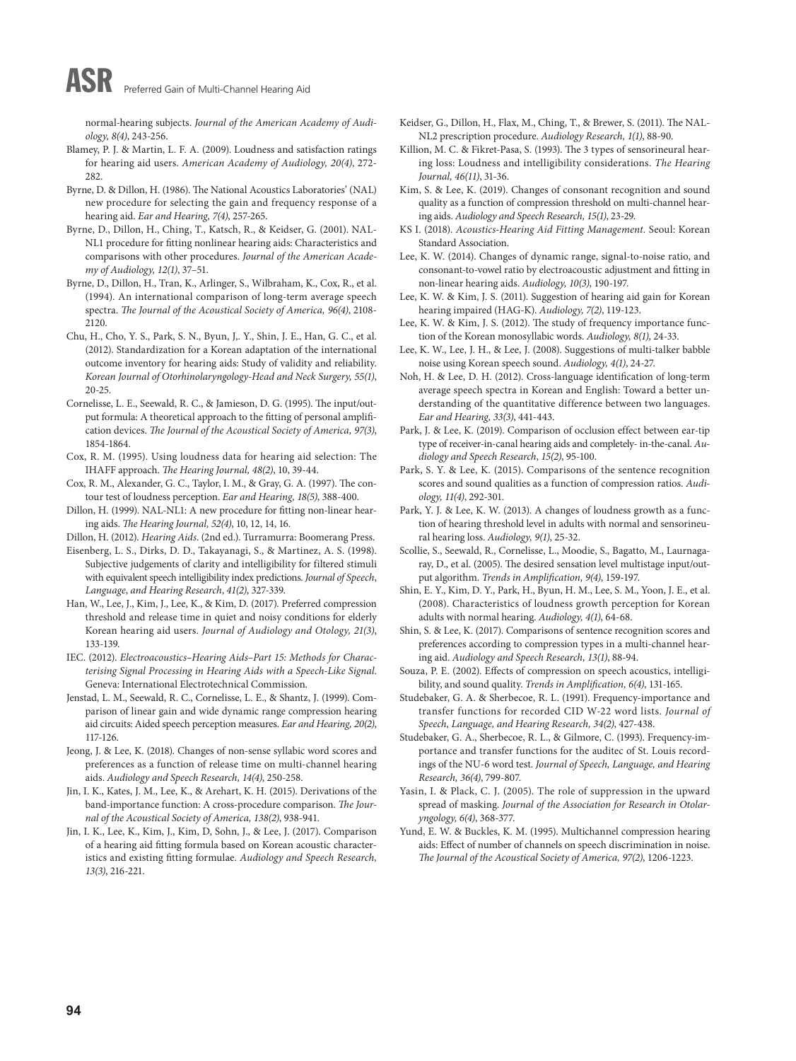normal-hearing subjects. *Journal of the American Academy of Audiology, 8(4)*, 243-256.

Blamey, P. J. & Martin, L. F. A. (2009). Loudness and satisfaction ratings for hearing aid users. *American Academy of Audiology, 20(4)*, 272-282.

Byrne, D. & Dillon, H. (1986). The National Acoustics Laboratories' (NAL) new procedure for selecting the gain and frequency response of a hearing aid. *Ear and Hearing, 7(4)*, 257-265.

Byrne, D., Dillon, H., Ching, T., Katsch, R., & Keidser, G. (2001). NAL-NL1 procedure for fitting nonlinear hearing aids: Characteristics and comparisons with other procedures. *Journal of the American Academy of Audiology, 12(1)*, 37–51.

Byrne, D., Dillon, H., Tran, K., Arlinger, S., Wilbraham, K., Cox, R., et al. (1994). An international comparison of long-term average speech spectra. *The Journal of the Acoustical Society of America, 96(4)*, 2108-2120.

Chu, H., Cho, Y. S., Park, S. N., Byun, J,. Y., Shin, J. E., Han, G. C., et al. (2012). Standardization for a Korean adaptation of the international outcome inventory for hearing aids: Study of validity and reliability. *Korean Journal of Otorhinolaryngology-Head and Neck Surgery, 55(1)*, 20-25.

Cornelisse, L. E., Seewald, R. C., & Jamieson, D. G. (1995). The input/output formula: A theoretical approach to the fitting of personal amplification devices. *The Journal of the Acoustical Society of America, 97(3)*, 1854-1864.

Cox, R. M. (1995). Using loudness data for hearing aid selection: The IHAFF approach. *The Hearing Journal, 48(2)*, 10, 39-44.

Cox, R. M., Alexander, G. C., Taylor, I. M. & Gray, G. A. (1997). The contour test of loudness perception. *Ear and Hearing, 18(5)*, 388-400.

Dillon, H. (1999). NAL-NL1: A new procedure for fitting non-linear hearing aids. *The Hearing Journal, 52(4)*, 10, 12, 14, 16.

Dillon, H. (2012). *Hearing Aids*. (2nd ed.). Turramurra: Boomerang Press.

Eisenberg, L. S., Dirks, D. D., Takayanagi, S., & Martinez, A. S. (1998). Subjective judgements of clarity and intelligibility for filtered stimuli with equivalent speech intelligibility index predictions. *Journal of Speech, Language, and Hearing Research, 41(2)*, 327-339.

Han, W., Lee, J., Kim, J., Lee, K., & Kim, D. (2017). Preferred compression threshold and release time in quiet and noisy conditions for elderly Korean hearing aid users. *Journal of Audiology and Otology, 21(3)*, 133-139.

IEC. (2012). *Electroacoustics–Hearing Aids–Part 15: Methods for Characterising Signal Processing in Hearing Aids with a Speech-Like Signal*. Geneva: International Electrotechnical Commission.

Jenstad, L. M., Seewald, R. C., Cornelisse, L. E., & Shantz, J. (1999). Comparison of linear gain and wide dynamic range compression hearing aid circuits: Aided speech perception measures. *Ear and Hearing, 20(2)*, 117-126.

Jeong, J. & Lee, K. (2018). Changes of non-sense syllabic word scores and preferences as a function of release time on multi-channel hearing aids. *Audiology and Speech Research, 14(4)*, 250-258.

Jin, I. K., Kates, J. M., Lee, K., & Arehart, K. H. (2015). Derivations of the band-importance function: A cross-procedure comparison. *The Journal of the Acoustical Society of America, 138(2)*, 938-941.

Jin, I. K., Lee, K., Kim, J., Kim, D, Sohn, J., & Lee, J. (2017). Comparison of a hearing aid fitting formula based on Korean acoustic characteristics and existing fitting formulae. *Audiology and Speech Research, 13(3)*, 216-221.

Keidser, G., Dillon, H., Flax, M., Ching, T., & Brewer, S. (2011). The NAL-NL2 prescription procedure. *Audiology Research, 1(1)*, 88-90.

Killion, M. C. & Fikret-Pasa, S. (1993). The 3 types of sensorineural hearing loss: Loudness and intelligibility considerations. *The Hearing Journal, 46(11)*, 31-36.

Kim, S. & Lee, K. (2019). Changes of consonant recognition and sound quality as a function of compression threshold on multi-channel hearing aids. *Audiology and Speech Research, 15(1)*, 23-29.

KS I. (2018). *Acoustics-Hearing Aid Fitting Management*. Seoul: Korean Standard Association.

Lee, K. W. (2014). Changes of dynamic range, signal-to-noise ratio, and consonant-to-vowel ratio by electroacoustic adjustment and fitting in non-linear hearing aids. *Audiology, 10(3)*, 190-197.

Lee, K. W. & Kim, J. S. (2011). Suggestion of hearing aid gain for Korean hearing impaired (HAG-K). *Audiology, 7(2)*, 119-123.

Lee, K. W. & Kim, J. S. (2012). The study of frequency importance function of the Korean monosyllabic words. *Audiology, 8(1)*, 24-33.

Lee, K. W., Lee, J. H., & Lee, J. (2008). Suggestions of multi-talker babble noise using Korean speech sound. *Audiology, 4(1)*, 24-27.

Noh, H. & Lee, D. H. (2012). Cross-language identification of long-term average speech spectra in Korean and English: Toward a better understanding of the quantitative difference between two languages. *Ear and Hearing, 33(3)*, 441-443.

Park, J. & Lee, K. (2019). Comparison of occlusion effect between ear-tip type of receiver-in-canal hearing aids and completely- in-the-canal. *Audiology and Speech Research, 15(2)*, 95-100.

Park, S. Y. & Lee, K. (2015). Comparisons of the sentence recognition scores and sound qualities as a function of compression ratios. *Audiology, 11(4)*, 292-301.

Park, Y. J. & Lee, K. W. (2013). A changes of loudness growth as a function of hearing threshold level in adults with normal and sensorineural hearing loss. *Audiology, 9(1)*, 25-32.

Scollie, S., Seewald, R., Cornelisse, L., Moodie, S., Bagatto, M., Laurnagaray, D., et al. (2005). The desired sensation level multistage input/output algorithm. *Trends in Amplification, 9(4)*, 159-197.

Shin, E. Y., Kim, D. Y., Park, H., Byun, H. M., Lee, S. M., Yoon, J. E., et al. (2008). Characteristics of loudness growth perception for Korean adults with normal hearing. *Audiology, 4(1)*, 64-68.

Shin, S. & Lee, K. (2017). Comparisons of sentence recognition scores and preferences according to compression types in a multi-channel hearing aid. *Audiology and Speech Research, 13(1)*, 88-94.

Souza, P. E. (2002). Effects of compression on speech acoustics, intelligibility, and sound quality. *Trends in Amplification, 6(4)*, 131-165.

Studebaker, G. A. & Sherbecoe, R. L. (1991). Frequency-importance and transfer functions for recorded CID W-22 word lists. *Journal of Speech, Language, and Hearing Research, 34(2)*, 427-438.

Studebaker, G. A., Sherbecoe, R. L., & Gilmore, C. (1993). Frequency-importance and transfer functions for the auditec of St. Louis recordings of the NU-6 word test. *Journal of Speech, Language, and Hearing Research, 36(4)*, 799-807.

Yasin, I. & Plack, C. J. (2005). The role of suppression in the upward spread of masking. *Journal of the Association for Research in Otolaryngology, 6(4)*, 368-377.

Yund, E. W. & Buckles, K. M. (1995). Multichannel compression hearing aids: Effect of number of channels on speech discrimination in noise. *The Journal of the Acoustical Society of America, 97(2)*, 1206-1223.